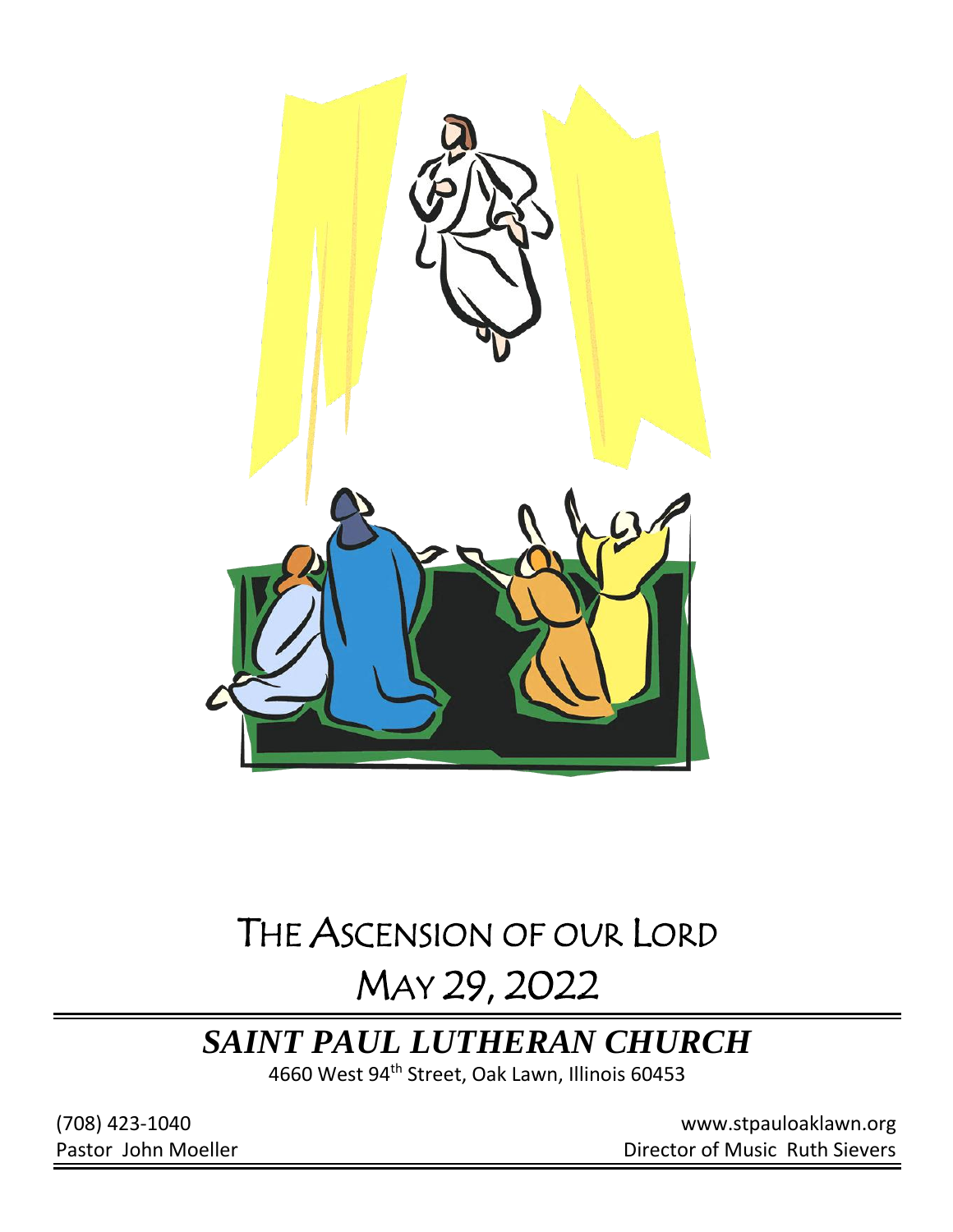# THE ASCENSION OF OUR LORD

# MAY 29, 2022

## *SAINT PAUL LUTHERAN CHURCH*

4660 West 94th Street, Oak Lawn, Illinois 60453

(708) 423-1040
www.stpauloaklawn.org

Pastor John Moeller
Director of Music Ruth Sievers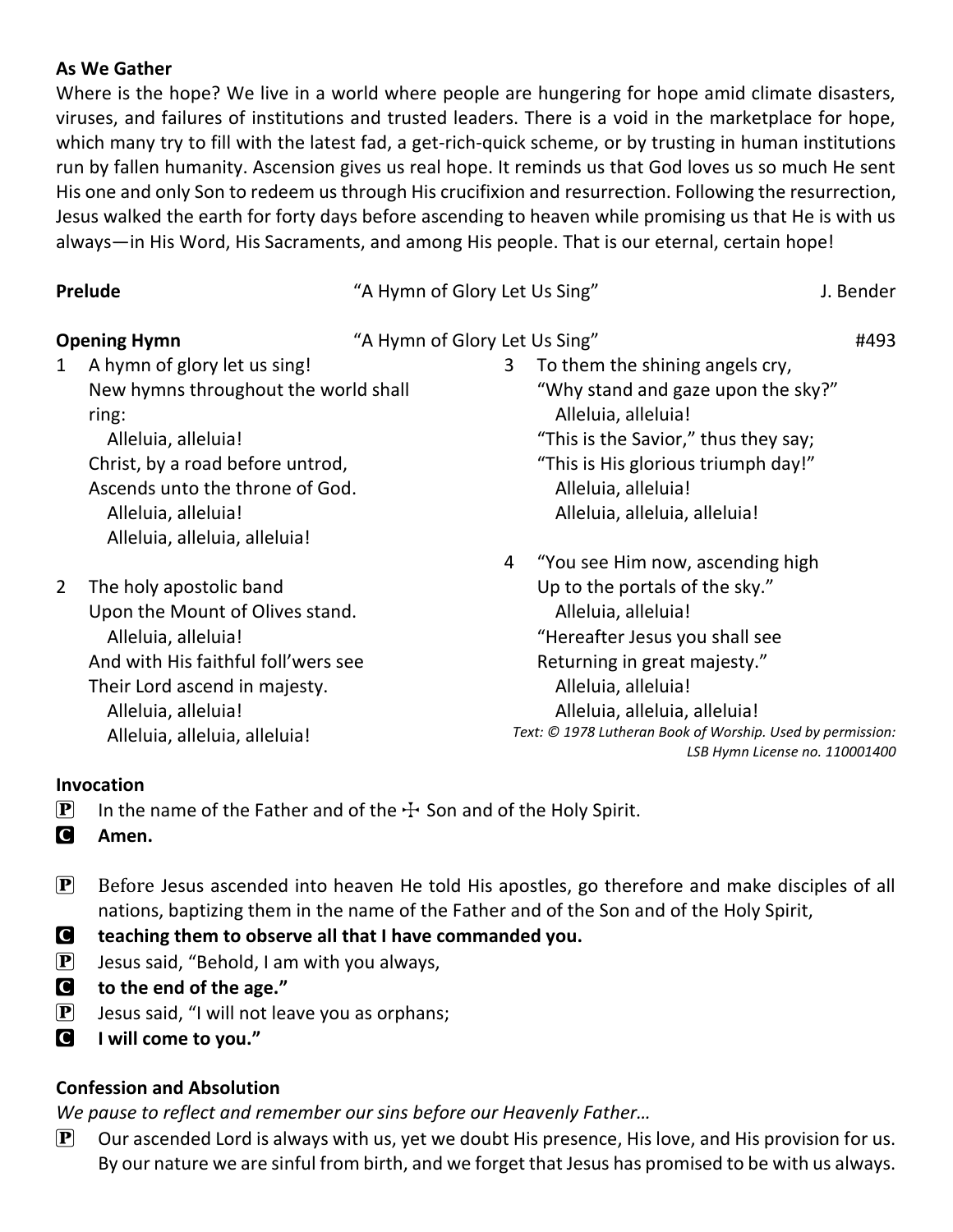**As We Gather**

Where is the hope? We live in a world where people are hungering for hope amid climate disasters, viruses, and failures of institutions and trusted leaders. There is a void in the marketplace for hope, which many try to fill with the latest fad, a get-rich-quick scheme, or by trusting in human institutions run by fallen humanity. Ascension gives us real hope. It reminds us that God loves us so much He sent His one and only Son to redeem us through His crucifixion and resurrection. Following the resurrection, Jesus walked the earth for forty days before ascending to heaven while promising us that He is with us always—in His Word, His Sacraments, and among His people. That is our eternal, certain hope!

**Prelude** "A Hymn of Glory Let Us Sing" J. Bender

**Opening Hymn** "A Hymn of Glory Let Us Sing" #493

1 A hymn of glory let us sing!
New hymns throughout the world shall ring:
Alleluia, alleluia!
Christ, by a road before untrod,
Ascends unto the throne of God.
Alleluia, alleluia!
Alleluia, alleluia, alleluia!

2 The holy apostolic band
Upon the Mount of Olives stand.
Alleluia, alleluia!
And with His faithful foll'wers see
Their Lord ascend in majesty.
Alleluia, alleluia!
Alleluia, alleluia, alleluia!

3 To them the shining angels cry,
"Why stand and gaze upon the sky?"
Alleluia, alleluia!
"This is the Savior," thus they say;
"This is His glorious triumph day!"
Alleluia, alleluia!
Alleluia, alleluia, alleluia!

4 "You see Him now, ascending high
Up to the portals of the sky."
Alleluia, alleluia!
"Hereafter Jesus you shall see
Returning in great majesty."
Alleluia, alleluia!
Alleluia, alleluia, alleluia!

*Text: © 1978 Lutheran Book of Worship. Used by permission: LSB Hymn License no. 110001400*

**Invocation**

P In the name of the Father and of the ☩ Son and of the Holy Spirit.
C **Amen.**

P Before Jesus ascended into heaven He told His apostles, go therefore and make disciples of all nations, baptizing them in the name of the Father and of the Son and of the Holy Spirit,
C **teaching them to observe all that I have commanded you.**
P Jesus said, "Behold, I am with you always,
C **to the end of the age."**
P Jesus said, "I will not leave you as orphans;
C **I will come to you."**

**Confession and Absolution**

*We pause to reflect and remember our sins before our Heavenly Father…*

P Our ascended Lord is always with us, yet we doubt His presence, His love, and His provision for us. By our nature we are sinful from birth, and we forget that Jesus has promised to be with us always.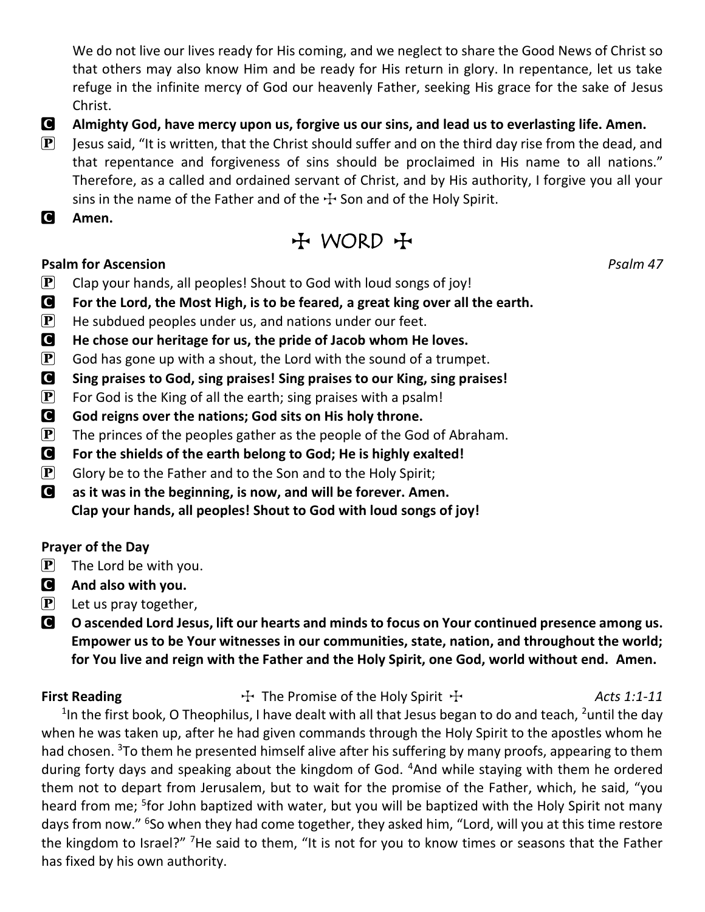We do not live our lives ready for His coming, and we neglect to share the Good News of Christ so that others may also know Him and be ready for His return in glory. In repentance, let us take refuge in the infinite mercy of God our heavenly Father, seeking His grace for the sake of Jesus Christ.

**C** **Almighty God, have mercy upon us, forgive us our sins, and lead us to everlasting life. Amen.**

**P** Jesus said, "It is written, that the Christ should suffer and on the third day rise from the dead, and that repentance and forgiveness of sins should be proclaimed in His name to all nations." Therefore, as a called and ordained servant of Christ, and by His authority, I forgive you all your sins in the name of the Father and of the ☩ Son and of the Holy Spirit.

**C** **Amen.**

# ☩ WORD ☩

**Psalm for Ascension** *Psalm 47*

**P** Clap your hands, all peoples! Shout to God with loud songs of joy!

**C** **For the Lord, the Most High, is to be feared, a great king over all the earth.**

**P** He subdued peoples under us, and nations under our feet.

**C** **He chose our heritage for us, the pride of Jacob whom He loves.**

**P** God has gone up with a shout, the Lord with the sound of a trumpet.

**C** **Sing praises to God, sing praises! Sing praises to our King, sing praises!**

**P** For God is the King of all the earth; sing praises with a psalm!

**C** **God reigns over the nations; God sits on His holy throne.**

**P** The princes of the peoples gather as the people of the God of Abraham.

**C** **For the shields of the earth belong to God; He is highly exalted!**

**P** Glory be to the Father and to the Son and to the Holy Spirit;

**C** **as it was in the beginning, is now, and will be forever. Amen.**
**Clap your hands, all peoples! Shout to God with loud songs of joy!**

**Prayer of the Day**

**P** The Lord be with you.

**C** **And also with you.**

**P** Let us pray together,

**C** **O ascended Lord Jesus, lift our hearts and minds to focus on Your continued presence among us. Empower us to be Your witnesses in our communities, state, nation, and throughout the world; for You live and reign with the Father and the Holy Spirit, one God, world without end. Amen.**

**First Reading** ☩ The Promise of the Holy Spirit ☩ *Acts 1:1-11*

[1]In the first book, O Theophilus, I have dealt with all that Jesus began to do and teach, [2]until the day when he was taken up, after he had given commands through the Holy Spirit to the apostles whom he had chosen. [3]To them he presented himself alive after his suffering by many proofs, appearing to them during forty days and speaking about the kingdom of God. [4]And while staying with them he ordered them not to depart from Jerusalem, but to wait for the promise of the Father, which, he said, "you heard from me; [5]for John baptized with water, but you will be baptized with the Holy Spirit not many days from now." [6]So when they had come together, they asked him, "Lord, will you at this time restore the kingdom to Israel?" [7]He said to them, "It is not for you to know times or seasons that the Father has fixed by his own authority.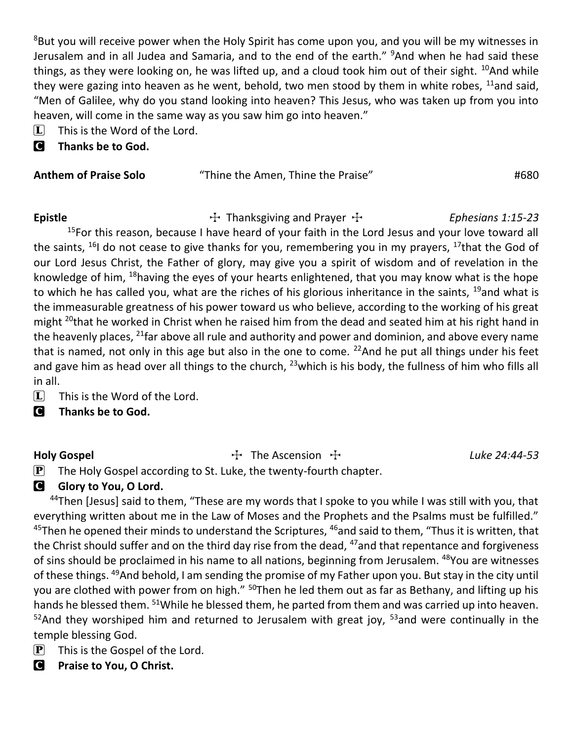[8]But you will receive power when the Holy Spirit has come upon you, and you will be my witnesses in Jerusalem and in all Judea and Samaria, and to the end of the earth." [9]And when he had said these things, as they were looking on, he was lifted up, and a cloud took him out of their sight. [10]And while they were gazing into heaven as he went, behold, two men stood by them in white robes, [11]and said, "Men of Galilee, why do you stand looking into heaven? This Jesus, who was taken up from you into heaven, will come in the same way as you saw him go into heaven."

L This is the Word of the Lord.

C **Thanks be to God.**

**Anthem of Praise Solo** "Thine the Amen, Thine the Praise" #680

**Epistle** ☩ Thanksgiving and Prayer ☩ *Ephesians 1:15-23*

[15]For this reason, because I have heard of your faith in the Lord Jesus and your love toward all the saints, [16]I do not cease to give thanks for you, remembering you in my prayers, [17]that the God of our Lord Jesus Christ, the Father of glory, may give you a spirit of wisdom and of revelation in the knowledge of him, [18]having the eyes of your hearts enlightened, that you may know what is the hope to which he has called you, what are the riches of his glorious inheritance in the saints, [19]and what is the immeasurable greatness of his power toward us who believe, according to the working of his great might [20]that he worked in Christ when he raised him from the dead and seated him at his right hand in the heavenly places, [21]far above all rule and authority and power and dominion, and above every name that is named, not only in this age but also in the one to come. [22]And he put all things under his feet and gave him as head over all things to the church, [23]which is his body, the fullness of him who fills all in all.

L This is the Word of the Lord.

C **Thanks be to God.**

**Holy Gospel** ☩ The Ascension ☩ *Luke 24:44-53*

P The Holy Gospel according to St. Luke, the twenty-fourth chapter.

C **Glory to You, O Lord.**

[44]Then [Jesus] said to them, "These are my words that I spoke to you while I was still with you, that everything written about me in the Law of Moses and the Prophets and the Psalms must be fulfilled." [45]Then he opened their minds to understand the Scriptures, [46]and said to them, "Thus it is written, that the Christ should suffer and on the third day rise from the dead, [47]and that repentance and forgiveness of sins should be proclaimed in his name to all nations, beginning from Jerusalem. [48]You are witnesses of these things. [49]And behold, I am sending the promise of my Father upon you. But stay in the city until you are clothed with power from on high." [50]Then he led them out as far as Bethany, and lifting up his hands he blessed them. [51]While he blessed them, he parted from them and was carried up into heaven. [52]And they worshiped him and returned to Jerusalem with great joy, [53]and were continually in the temple blessing God.

P This is the Gospel of the Lord.

C **Praise to You, O Christ.**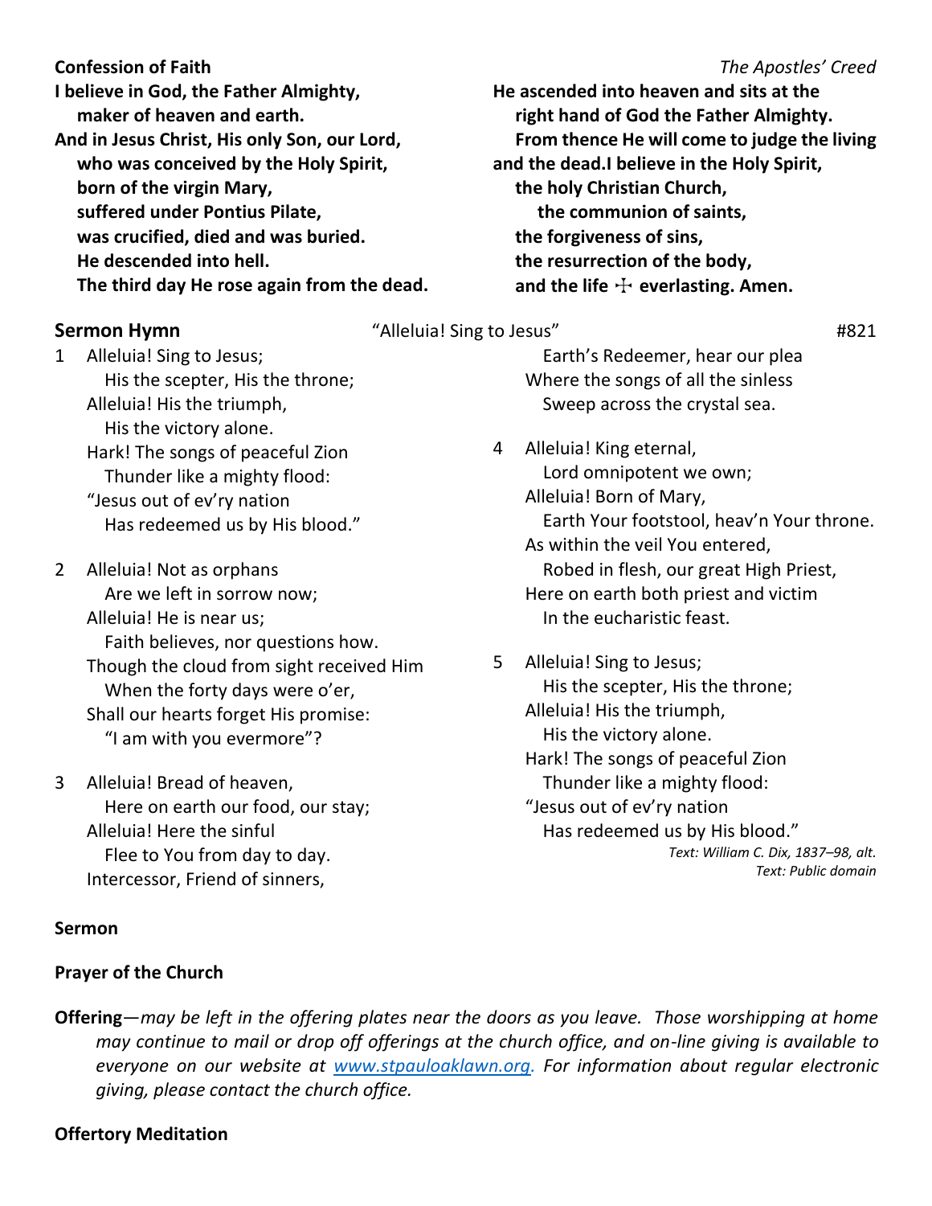**Confession of Faith** *The Apostles' Creed*

**I believe in God, the Father Almighty,**
**maker of heaven and earth.**
**And in Jesus Christ, His only Son, our Lord,**
**who was conceived by the Holy Spirit,**
**born of the virgin Mary,**
**suffered under Pontius Pilate,**
**was crucified, died and was buried.**
**He descended into hell.**
**The third day He rose again from the dead.**
**He ascended into heaven and sits at the**
**right hand of God the Father Almighty.**
**From thence He will come to judge the living**
**and the dead.I believe in the Holy Spirit,**
**the holy Christian Church,**
**the communion of saints,**
**the forgiveness of sins,**
**the resurrection of the body,**
**and the life ☩ everlasting. Amen.**

**Sermon Hymn** "Alleluia! Sing to Jesus" #821

1 Alleluia! Sing to Jesus;
His the scepter, His the throne;
Alleluia! His the triumph,
His the victory alone.
Hark! The songs of peaceful Zion
Thunder like a mighty flood:
"Jesus out of ev'ry nation
Has redeemed us by His blood."

2 Alleluia! Not as orphans
Are we left in sorrow now;
Alleluia! He is near us;
Faith believes, nor questions how.
Though the cloud from sight received Him
When the forty days were o'er,
Shall our hearts forget His promise:
"I am with you evermore"?

3 Alleluia! Bread of heaven,
Here on earth our food, our stay;
Alleluia! Here the sinful
Flee to You from day to day.
Intercessor, Friend of sinners,
Earth's Redeemer, hear our plea
Where the songs of all the sinless
Sweep across the crystal sea.

4 Alleluia! King eternal,
Lord omnipotent we own;
Alleluia! Born of Mary,
Earth Your footstool, heav'n Your throne.
As within the veil You entered,
Robed in flesh, our great High Priest,
Here on earth both priest and victim
In the eucharistic feast.

5 Alleluia! Sing to Jesus;
His the scepter, His the throne;
Alleluia! His the triumph,
His the victory alone.
Hark! The songs of peaceful Zion
Thunder like a mighty flood:
"Jesus out of ev'ry nation
Has redeemed us by His blood."

*Text: William C. Dix, 1837–98, alt.*
*Text: Public domain*

**Sermon**

**Prayer of the Church**

**Offering**—*may be left in the offering plates near the doors as you leave. Those worshipping at home may continue to mail or drop off offerings at the church office, and on-line giving is available to everyone on our website at [www.stpauloaklawn.org](www.stpauloaklawn.org). For information about regular electronic giving, please contact the church office.*

**Offertory Meditation**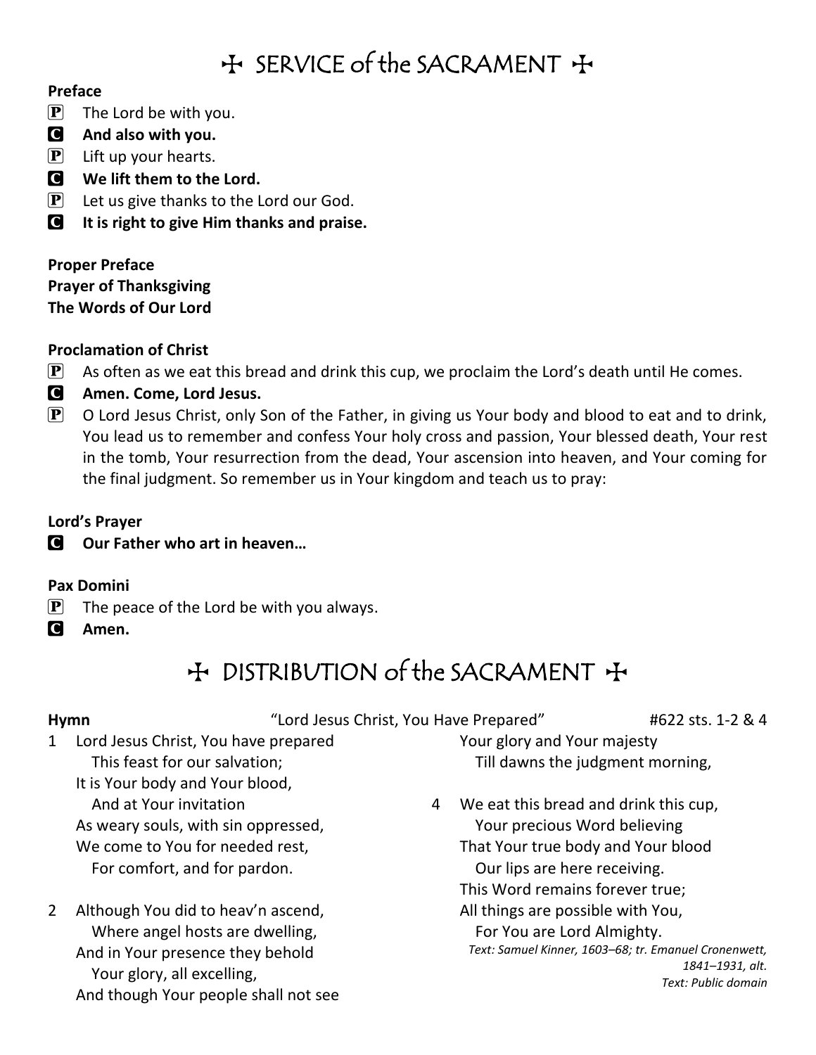# ☩ SERVICE of the SACRAMENT ☩

**Preface**

P The Lord be with you.

C **And also with you.**

P Lift up your hearts.

C **We lift them to the Lord.**

P Let us give thanks to the Lord our God.

C **It is right to give Him thanks and praise.**

**Proper Preface**
**Prayer of Thanksgiving**
**The Words of Our Lord**

**Proclamation of Christ**

P As often as we eat this bread and drink this cup, we proclaim the Lord's death until He comes.

C **Amen. Come, Lord Jesus.**

P O Lord Jesus Christ, only Son of the Father, in giving us Your body and blood to eat and to drink, You lead us to remember and confess Your holy cross and passion, Your blessed death, Your rest in the tomb, Your resurrection from the dead, Your ascension into heaven, and Your coming for the final judgment. So remember us in Your kingdom and teach us to pray:

**Lord's Prayer**

C **Our Father who art in heaven…**

**Pax Domini**

P The peace of the Lord be with you always.

C **Amen.**

# ☩ DISTRIBUTION of the SACRAMENT ☩

**Hymn** "Lord Jesus Christ, You Have Prepared" #622 sts. 1-2 & 4

1 Lord Jesus Christ, You have prepared
 This feast for our salvation;
It is Your body and Your blood,
 And at Your invitation
As weary souls, with sin oppressed,
We come to You for needed rest,
 For comfort, and for pardon.

2 Although You did to heav'n ascend,
 Where angel hosts are dwelling,
And in Your presence they behold
 Your glory, all excelling,
And though Your people shall not see
Your glory and Your majesty
 Till dawns the judgment morning,

4 We eat this bread and drink this cup,
 Your precious Word believing
That Your true body and Your blood
 Our lips are here receiving.
This Word remains forever true;
All things are possible with You,
 For You are Lord Almighty.

*Text: Samuel Kinner, 1603–68; tr. Emanuel Cronenwett, 1841–1931, alt.*
*Text: Public domain*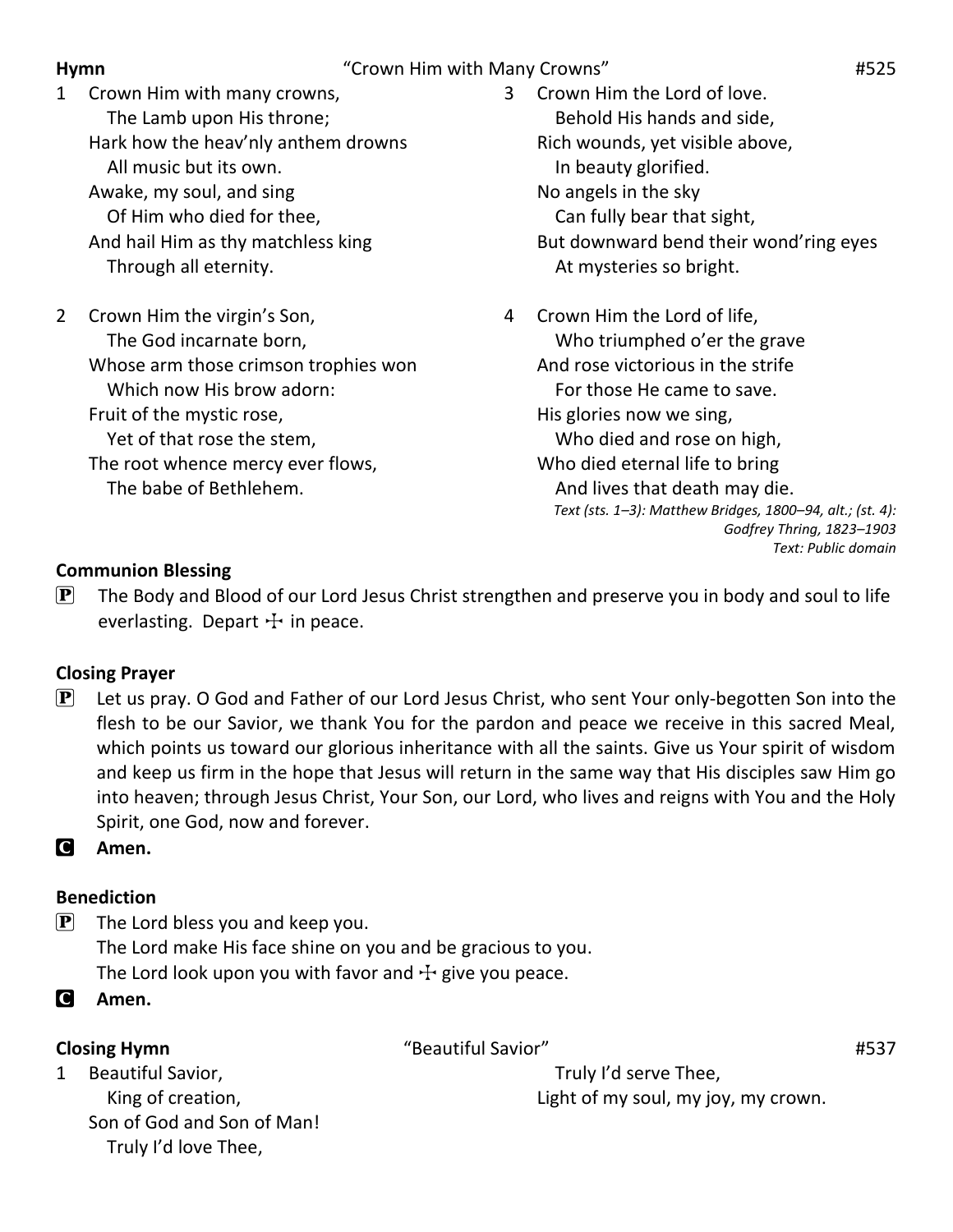**Hymn** "Crown Him with Many Crowns" #525

1 Crown Him with many crowns,
  The Lamb upon His throne;
Hark how the heav'nly anthem drowns
  All music but its own.
Awake, my soul, and sing
  Of Him who died for thee,
And hail Him as thy matchless king
  Through all eternity.

2 Crown Him the virgin's Son,
  The God incarnate born,
Whose arm those crimson trophies won
  Which now His brow adorn:
Fruit of the mystic rose,
  Yet of that rose the stem,
The root whence mercy ever flows,
  The babe of Bethlehem.

3 Crown Him the Lord of love.
  Behold His hands and side,
Rich wounds, yet visible above,
  In beauty glorified.
No angels in the sky
  Can fully bear that sight,
But downward bend their wond'ring eyes
  At mysteries so bright.

4 Crown Him the Lord of life,
  Who triumphed o'er the grave
And rose victorious in the strife
  For those He came to save.
His glories now we sing,
  Who died and rose on high,
Who died eternal life to bring
  And lives that death may die.

*Text (sts. 1–3): Matthew Bridges, 1800–94, alt.; (st. 4): Godfrey Thring, 1823–1903*
*Text: Public domain*

**Communion Blessing**

P The Body and Blood of our Lord Jesus Christ strengthen and preserve you in body and soul to life everlasting. Depart ☩ in peace.

**Closing Prayer**

P Let us pray. O God and Father of our Lord Jesus Christ, who sent Your only-begotten Son into the flesh to be our Savior, we thank You for the pardon and peace we receive in this sacred Meal, which points us toward our glorious inheritance with all the saints. Give us Your spirit of wisdom and keep us firm in the hope that Jesus will return in the same way that His disciples saw Him go into heaven; through Jesus Christ, Your Son, our Lord, who lives and reigns with You and the Holy Spirit, one God, now and forever.

C **Amen.**

**Benediction**

P The Lord bless you and keep you.
The Lord make His face shine on you and be gracious to you.
The Lord look upon you with favor and ☩ give you peace.

C **Amen.**

**Closing Hymn** "Beautiful Savior" #537

1 Beautiful Savior,
  King of creation,
Son of God and Son of Man!
  Truly I'd love Thee,
  Truly I'd serve Thee,
Light of my soul, my joy, my crown.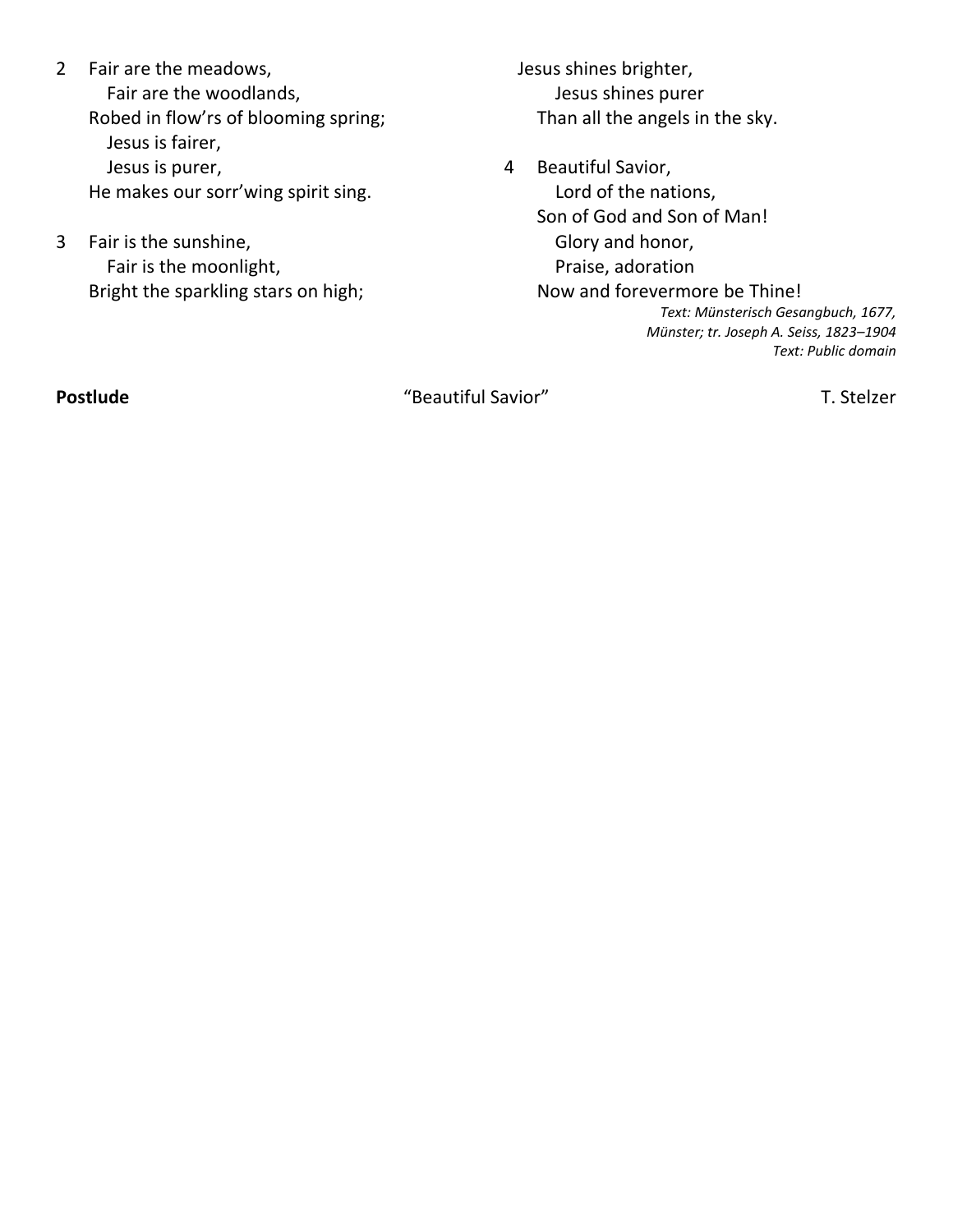2 Fair are the meadows,
  Fair are the woodlands,
Robed in flow'rs of blooming spring;
  Jesus is fairer,
  Jesus is purer,
He makes our sorr'wing spirit sing.

3 Fair is the sunshine,
  Fair is the moonlight,
Bright the sparkling stars on high;
  Jesus shines brighter,
  Jesus shines purer
Than all the angels in the sky.

4 Beautiful Savior,
  Lord of the nations,
Son of God and Son of Man!
  Glory and honor,
  Praise, adoration
Now and forevermore be Thine!

*Text: Münsterisch Gesangbuch, 1677, Münster; tr. Joseph A. Seiss, 1823–1904*
*Text: Public domain*

**Postlude** "Beautiful Savior" T. Stelzer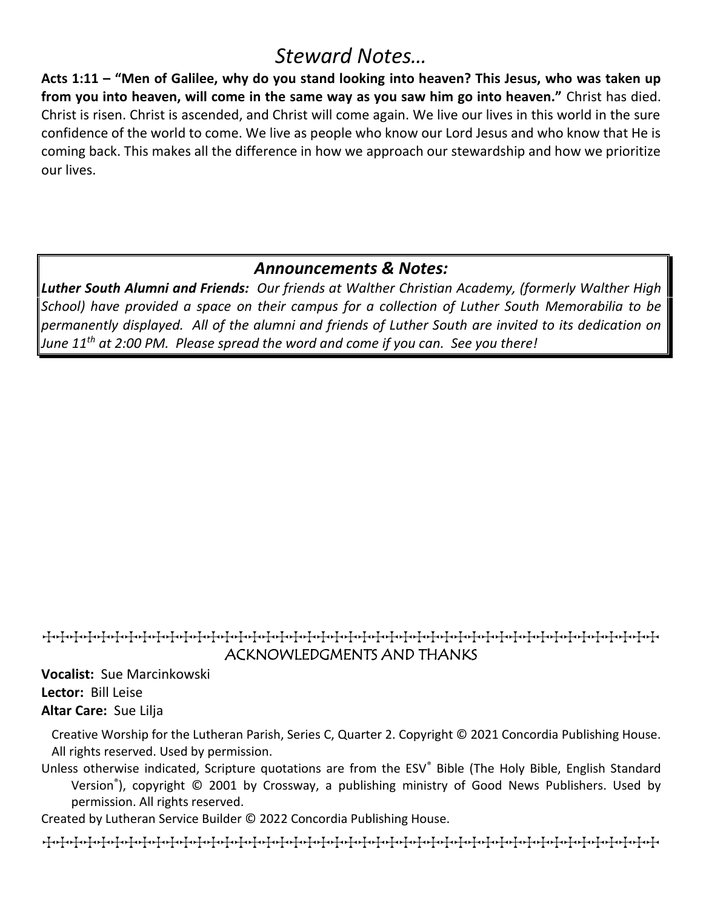## *Steward Notes…*

**Acts 1:11 – "Men of Galilee, why do you stand looking into heaven? This Jesus, who was taken up from you into heaven, will come in the same way as you saw him go into heaven."** Christ has died. Christ is risen. Christ is ascended, and Christ will come again. We live our lives in this world in the sure confidence of the world to come. We live as people who know our Lord Jesus and who know that He is coming back. This makes all the difference in how we approach our stewardship and how we prioritize our lives.

### ***Announcements & Notes:***

***Luther South Alumni and Friends:*** *Our friends at Walther Christian Academy, (formerly Walther High School) have provided a space on their campus for a collection of Luther South Memorabilia to be permanently displayed. All of the alumni and friends of Luther South are invited to its dedication on June 11th at 2:00 PM. Please spread the word and come if you can. See you there!*

---

### ACKNOWLEDGMENTS AND THANKS

**Vocalist:** Sue Marcinkowski
**Lector:** Bill Leise
**Altar Care:** Sue Lilja

Creative Worship for the Lutheran Parish, Series C, Quarter 2. Copyright © 2021 Concordia Publishing House. All rights reserved. Used by permission.

Unless otherwise indicated, Scripture quotations are from the ESV® Bible (The Holy Bible, English Standard Version®), copyright © 2001 by Crossway, a publishing ministry of Good News Publishers. Used by permission. All rights reserved.

Created by Lutheran Service Builder © 2022 Concordia Publishing House.

---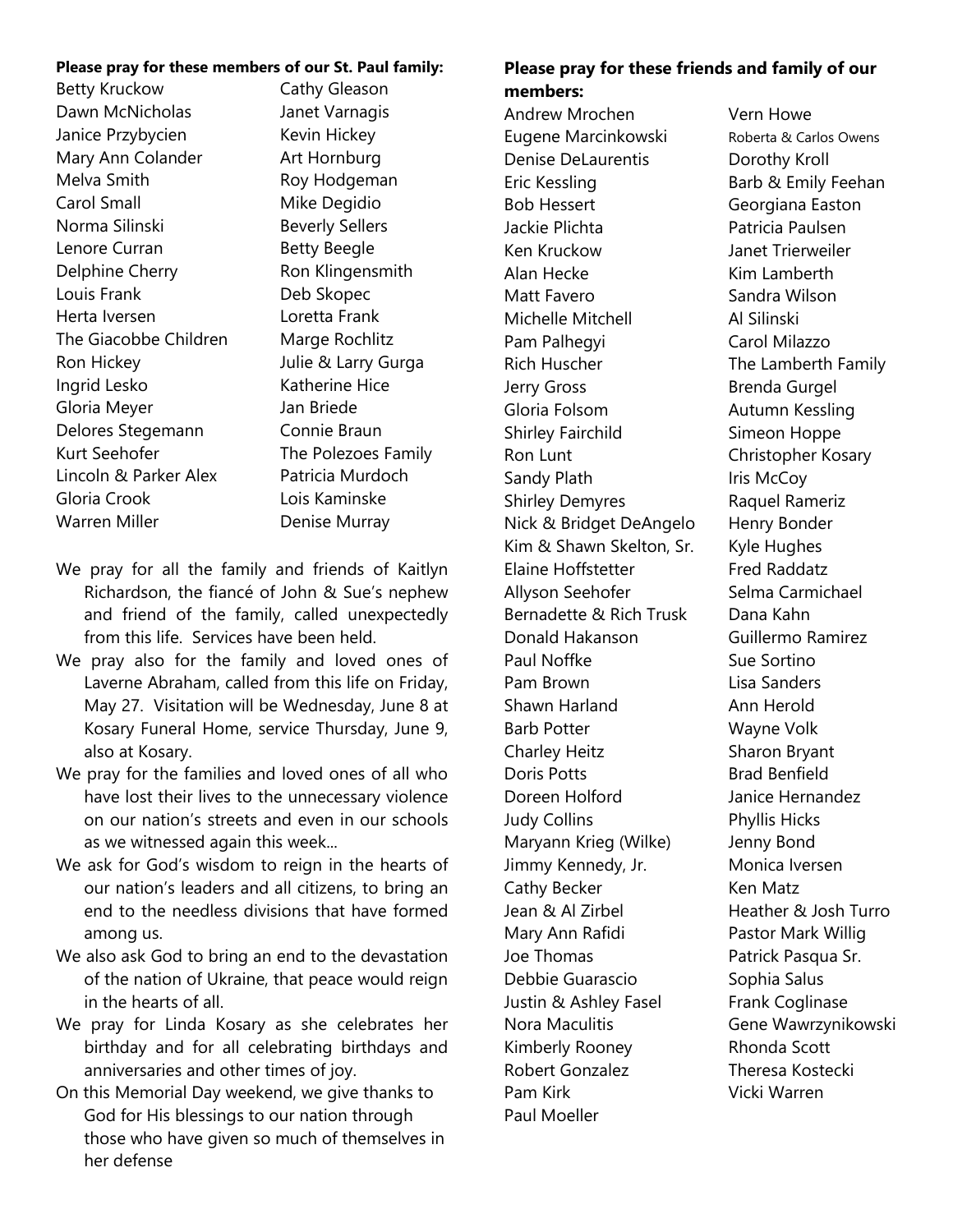**Please pray for these members of our St. Paul family:**

Betty Kruckow
Dawn McNicholas
Janice Przybycien
Mary Ann Colander
Melva Smith
Carol Small
Norma Silinski
Lenore Curran
Delphine Cherry
Louis Frank
Herta Iversen
The Giacobbe Children
Ron Hickey
Ingrid Lesko
Gloria Meyer
Delores Stegemann
Kurt Seehofer
Lincoln & Parker Alex
Gloria Crook
Warren Miller
Cathy Gleason
Janet Varnagis
Kevin Hickey
Art Hornburg
Roy Hodgeman
Mike Degidio
Beverly Sellers
Betty Beegle
Ron Klingensmith
Deb Skopec
Loretta Frank
Marge Rochlitz
Julie & Larry Gurga
Katherine Hice
Jan Briede
Connie Braun
The Polezoes Family
Patricia Murdoch
Lois Kaminske
Denise Murray

We pray for all the family and friends of Kaitlyn Richardson, the fiancé of John & Sue's nephew and friend of the family, called unexpectedly from this life. Services have been held.

We pray also for the family and loved ones of Laverne Abraham, called from this life on Friday, May 27. Visitation will be Wednesday, June 8 at Kosary Funeral Home, service Thursday, June 9, also at Kosary.

We pray for the families and loved ones of all who have lost their lives to the unnecessary violence on our nation's streets and even in our schools as we witnessed again this week...

We ask for God's wisdom to reign in the hearts of our nation's leaders and all citizens, to bring an end to the needless divisions that have formed among us.

We also ask God to bring an end to the devastation of the nation of Ukraine, that peace would reign in the hearts of all.

We pray for Linda Kosary as she celebrates her birthday and for all celebrating birthdays and anniversaries and other times of joy.

On this Memorial Day weekend, we give thanks to God for His blessings to our nation through those who have given so much of themselves in her defense

**Please pray for these friends and family of our members:**

Andrew Mrochen
Eugene Marcinkowski
Denise DeLaurentis
Eric Kessling
Bob Hessert
Jackie Plichta
Ken Kruckow
Alan Hecke
Matt Favero
Michelle Mitchell
Pam Palhegyi
Rich Huscher
Jerry Gross
Gloria Folsom
Shirley Fairchild
Ron Lunt
Sandy Plath
Shirley Demyres
Nick & Bridget DeAngelo
Kim & Shawn Skelton, Sr.
Elaine Hoffstetter
Allyson Seehofer
Bernadette & Rich Trusk
Donald Hakanson
Paul Noffke
Pam Brown
Shawn Harland
Barb Potter
Charley Heitz
Doris Potts
Doreen Holford
Judy Collins
Maryann Krieg (Wilke)
Jimmy Kennedy, Jr.
Cathy Becker
Jean & Al Zirbel
Mary Ann Rafidi
Joe Thomas
Debbie Guarascio
Justin & Ashley Fasel
Nora Maculitis
Kimberly Rooney
Robert Gonzalez
Pam Kirk
Paul Moeller
Vern Howe
Roberta & Carlos Owens
Dorothy Kroll
Barb & Emily Feehan
Georgiana Easton
Patricia Paulsen
Janet Trierweiler
Kim Lamberth
Sandra Wilson
Al Silinski
Carol Milazzo
The Lamberth Family
Brenda Gurgel
Autumn Kessling
Simeon Hoppe
Christopher Kosary
Iris McCoy
Raquel Rameriz
Henry Bonder
Kyle Hughes
Fred Raddatz
Selma Carmichael
Dana Kahn
Guillermo Ramirez
Sue Sortino
Lisa Sanders
Ann Herold
Wayne Volk
Sharon Bryant
Brad Benfield
Janice Hernandez
Phyllis Hicks
Jenny Bond
Monica Iversen
Ken Matz
Heather & Josh Turro
Pastor Mark Willig
Patrick Pasqua Sr.
Sophia Salus
Frank Coglinase
Gene Wawrzynikowski
Rhonda Scott
Theresa Kostecki
Vicki Warren